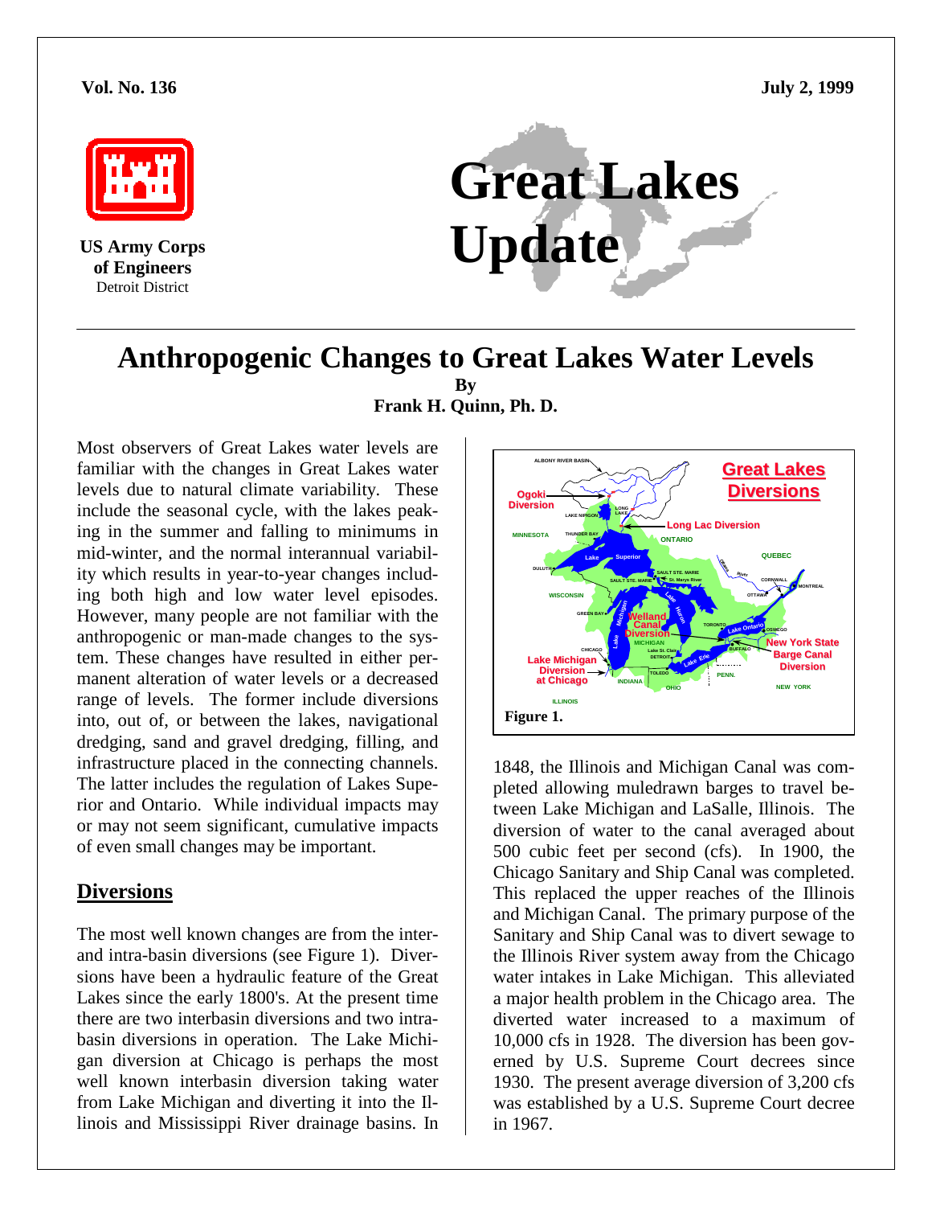Vol. No. 136 July 2, 1999

**US Army Corps of Engineers**
Detroit District

# Great Lakes Update

## Anthropogenic Changes to Great Lakes Water Levels

**By**
**Frank H. Quinn, Ph. D.**

Most observers of Great Lakes water levels are familiar with the changes in Great Lakes water levels due to natural climate variability. These include the seasonal cycle, with the lakes peaking in the summer and falling to minimums in mid-winter, and the normal interannual variability which results in year-to-year changes including both high and low water level episodes. However, many people are not familiar with the anthropogenic or man-made changes to the system. These changes have resulted in either permanent alteration of water levels or a decreased range of levels. The former include diversions into, out of, or between the lakes, navigational dredging, sand and gravel dredging, filling, and infrastructure placed in the connecting channels. The latter includes the regulation of Lakes Superior and Ontario. While individual impacts may or may not seem significant, cumulative impacts of even small changes may be important.

### Diversions

The most well known changes are from the inter- and intra-basin diversions (see Figure 1). Diversions have been a hydraulic feature of the Great Lakes since the early 1800's. At the present time there are two interbasin diversions and two intrabasin diversions in operation. The Lake Michigan diversion at Chicago is perhaps the most well known interbasin diversion taking water from Lake Michigan and diverting it into the Illinois and Mississippi River drainage basins. In 1848, the Illinois and Michigan Canal was completed allowing muledrawn barges to travel between Lake Michigan and LaSalle, Illinois. The diversion of water to the canal averaged about 500 cubic feet per second (cfs). In 1900, the Chicago Sanitary and Ship Canal was completed. This replaced the upper reaches of the Illinois and Michigan Canal. The primary purpose of the Sanitary and Ship Canal was to divert sewage to the Illinois River system away from the Chicago water intakes in Lake Michigan. This alleviated a major health problem in the Chicago area. The diverted water increased to a maximum of 10,000 cfs in 1928. The diversion has been governed by U.S. Supreme Court decrees since 1930. The present average diversion of 3,200 cfs was established by a U.S. Supreme Court decree in 1967.

**Figure 1.** Great Lakes Diversions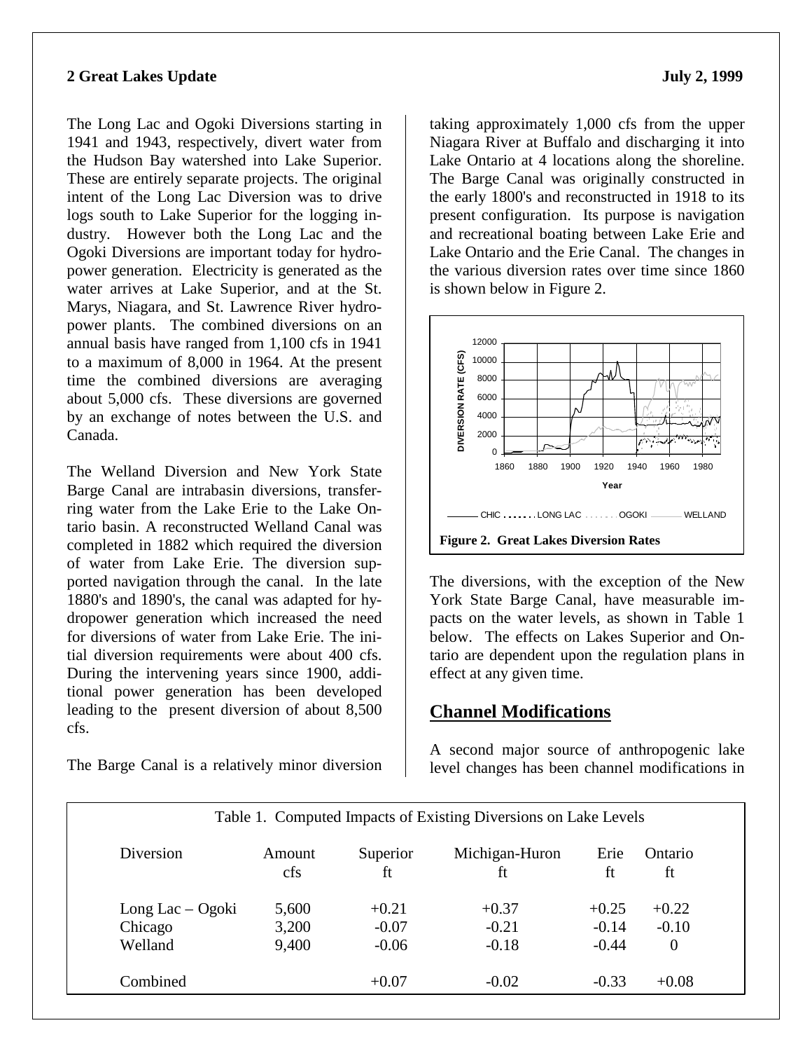The Long Lac and Ogoki Diversions starting in 1941 and 1943, respectively, divert water from the Hudson Bay watershed into Lake Superior. These are entirely separate projects. The original intent of the Long Lac Diversion was to drive logs south to Lake Superior for the logging industry. However both the Long Lac and the Ogoki Diversions are important today for hydropower generation. Electricity is generated as the water arrives at Lake Superior, and at the St. Marys, Niagara, and St. Lawrence River hydropower plants. The combined diversions on an annual basis have ranged from 1,100 cfs in 1941 to a maximum of 8,000 in 1964. At the present time the combined diversions are averaging about 5,000 cfs. These diversions are governed by an exchange of notes between the U.S. and Canada.

The Welland Diversion and New York State Barge Canal are intrabasin diversions, transferring water from the Lake Erie to the Lake Ontario basin. A reconstructed Welland Canal was completed in 1882 which required the diversion of water from Lake Erie. The diversion supported navigation through the canal. In the late 1880's and 1890's, the canal was adapted for hydropower generation which increased the need for diversions of water from Lake Erie. The initial diversion requirements were about 400 cfs. During the intervening years since 1900, additional power generation has been developed leading to the present diversion of about 8,500 cfs.

The Barge Canal is a relatively minor diversion taking approximately 1,000 cfs from the upper Niagara River at Buffalo and discharging it into Lake Ontario at 4 locations along the shoreline. The Barge Canal was originally constructed in the early 1800's and reconstructed in 1918 to its present configuration. Its purpose is navigation and recreational boating between Lake Erie and Lake Ontario and the Erie Canal. The changes in the various diversion rates over time since 1860 is shown below in Figure 2.

**Figure 2. Great Lakes Diversion Rates**

The diversions, with the exception of the New York State Barge Canal, have measurable impacts on the water levels, as shown in Table 1 below. The effects on Lakes Superior and Ontario are dependent upon the regulation plans in effect at any given time.

## Channel Modifications

A second major source of anthropogenic lake level changes has been channel modifications in

Table 1. Computed Impacts of Existing Diversions on Lake Levels

| Diversion | Amount cfs | Superior ft | Michigan-Huron ft | Erie ft | Ontario ft |
|---|---|---|---|---|---|
| Long Lac – Ogoki | 5,600 | +0.21 | +0.37 | +0.25 | +0.22 |
| Chicago | 3,200 | -0.07 | -0.21 | -0.14 | -0.10 |
| Welland | 9,400 | -0.06 | -0.18 | -0.44 | 0 |
| Combined | | +0.07 | -0.02 | -0.33 | +0.08 |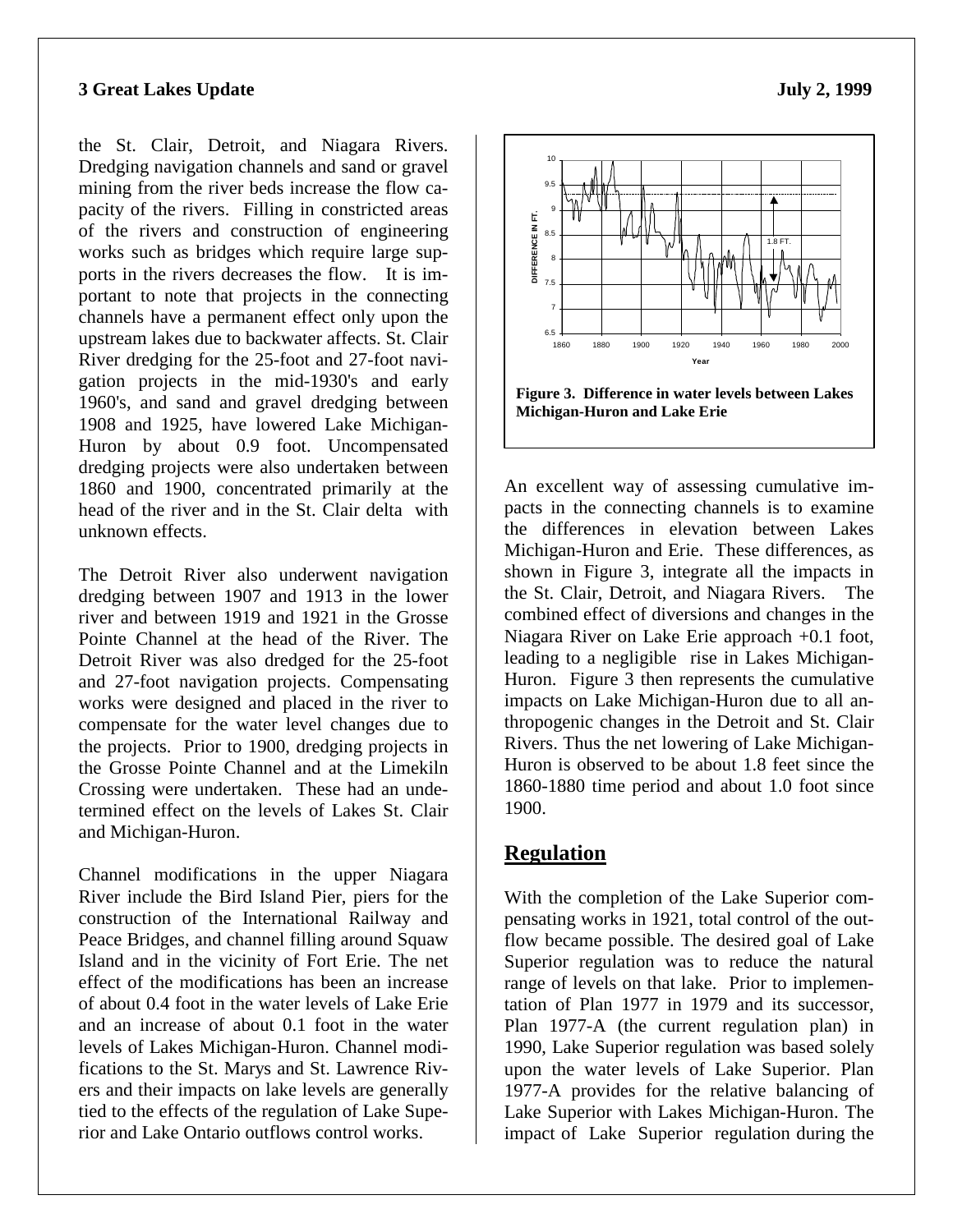the St. Clair, Detroit, and Niagara Rivers. Dredging navigation channels and sand or gravel mining from the river beds increase the flow capacity of the rivers. Filling in constricted areas of the rivers and construction of engineering works such as bridges which require large supports in the rivers decreases the flow. It is important to note that projects in the connecting channels have a permanent effect only upon the upstream lakes due to backwater affects. St. Clair River dredging for the 25-foot and 27-foot navigation projects in the mid-1930's and early 1960's, and sand and gravel dredging between 1908 and 1925, have lowered Lake Michigan-Huron by about 0.9 foot. Uncompensated dredging projects were also undertaken between 1860 and 1900, concentrated primarily at the head of the river and in the St. Clair delta with unknown effects.

The Detroit River also underwent navigation dredging between 1907 and 1913 in the lower river and between 1919 and 1921 in the Grosse Pointe Channel at the head of the River. The Detroit River was also dredged for the 25-foot and 27-foot navigation projects. Compensating works were designed and placed in the river to compensate for the water level changes due to the projects. Prior to 1900, dredging projects in the Grosse Pointe Channel and at the Limekiln Crossing were undertaken. These had an undetermined effect on the levels of Lakes St. Clair and Michigan-Huron.

Channel modifications in the upper Niagara River include the Bird Island Pier, piers for the construction of the International Railway and Peace Bridges, and channel filling around Squaw Island and in the vicinity of Fort Erie. The net effect of the modifications has been an increase of about 0.4 foot in the water levels of Lake Erie and an increase of about 0.1 foot in the water levels of Lakes Michigan-Huron. Channel modifications to the St. Marys and St. Lawrence Rivers and their impacts on lake levels are generally tied to the effects of the regulation of Lake Superior and Lake Ontario outflows control works.

**Figure 3. Difference in water levels between Lakes Michigan-Huron and Lake Erie**

An excellent way of assessing cumulative impacts in the connecting channels is to examine the differences in elevation between Lakes Michigan-Huron and Erie. These differences, as shown in Figure 3, integrate all the impacts in the St. Clair, Detroit, and Niagara Rivers. The combined effect of diversions and changes in the Niagara River on Lake Erie approach +0.1 foot, leading to a negligible rise in Lakes Michigan-Huron. Figure 3 then represents the cumulative impacts on Lake Michigan-Huron due to all anthropogenic changes in the Detroit and St. Clair Rivers. Thus the net lowering of Lake Michigan-Huron is observed to be about 1.8 feet since the 1860-1880 time period and about 1.0 foot since 1900.

## Regulation

With the completion of the Lake Superior compensating works in 1921, total control of the outflow became possible. The desired goal of Lake Superior regulation was to reduce the natural range of levels on that lake. Prior to implementation of Plan 1977 in 1979 and its successor, Plan 1977-A (the current regulation plan) in 1990, Lake Superior regulation was based solely upon the water levels of Lake Superior. Plan 1977-A provides for the relative balancing of Lake Superior with Lakes Michigan-Huron. The impact of Lake Superior regulation during the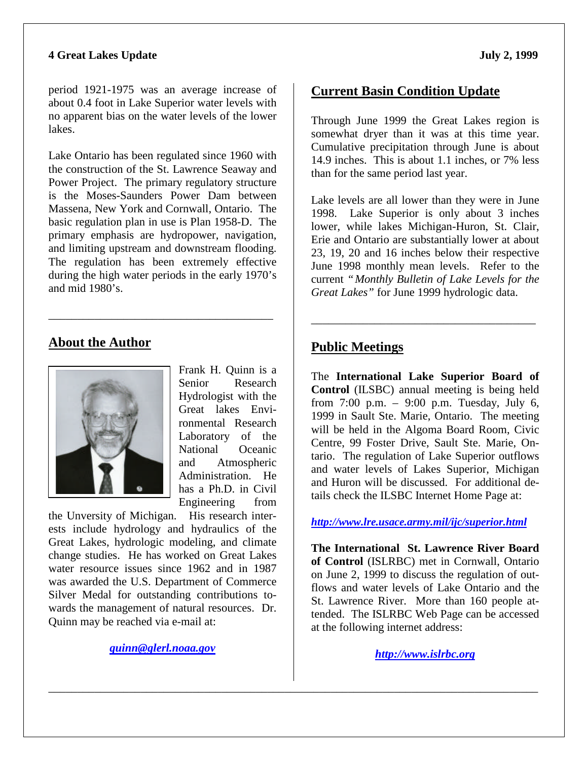period 1921-1975 was an average increase of about 0.4 foot in Lake Superior water levels with no apparent bias on the water levels of the lower lakes.

Lake Ontario has been regulated since 1960 with the construction of the St. Lawrence Seaway and Power Project. The primary regulatory structure is the Moses-Saunders Power Dam between Massena, New York and Cornwall, Ontario. The basic regulation plan in use is Plan 1958-D. The primary emphasis are hydropower, navigation, and limiting upstream and downstream flooding. The regulation has been extremely effective during the high water periods in the early 1970's and mid 1980's.

## About the Author

Frank H. Quinn is a Senior Research Hydrologist with the Great lakes Environmental Research Laboratory of the National Oceanic and Atmospheric Administration. He has a Ph.D. in Civil Engineering from the Unversity of Michigan. His research interests include hydrology and hydraulics of the Great Lakes, hydrologic modeling, and climate change studies. He has worked on Great Lakes water resource issues since 1962 and in 1987 was awarded the U.S. Department of Commerce Silver Medal for outstanding contributions towards the management of natural resources. Dr. Quinn may be reached via e-mail at:

***quinn@glerl.noaa.gov***

## Current Basin Condition Update

Through June 1999 the Great Lakes region is somewhat dryer than it was at this time year. Cumulative precipitation through June is about 14.9 inches. This is about 1.1 inches, or 7% less than for the same period last year.

Lake levels are all lower than they were in June 1998. Lake Superior is only about 3 inches lower, while lakes Michigan-Huron, St. Clair, Erie and Ontario are substantially lower at about 23, 19, 20 and 16 inches below their respective June 1998 monthly mean levels. Refer to the current *"Monthly Bulletin of Lake Levels for the Great Lakes"* for June 1999 hydrologic data.

## Public Meetings

The **International Lake Superior Board of Control** (ILSBC) annual meeting is being held from 7:00 p.m. – 9:00 p.m. Tuesday, July 6, 1999 in Sault Ste. Marie, Ontario. The meeting will be held in the Algoma Board Room, Civic Centre, 99 Foster Drive, Sault Ste. Marie, Ontario. The regulation of Lake Superior outflows and water levels of Lakes Superior, Michigan and Huron will be discussed. For additional details check the ILSBC Internet Home Page at:

***http://www.lre.usace.army.mil/ijc/superior.html***

**The International St. Lawrence River Board of Control** (ISLRBC) met in Cornwall, Ontario on June 2, 1999 to discuss the regulation of outflows and water levels of Lake Ontario and the St. Lawrence River. More than 160 people attended. The ISLRBC Web Page can be accessed at the following internet address:

***http://www.islrbc.org***